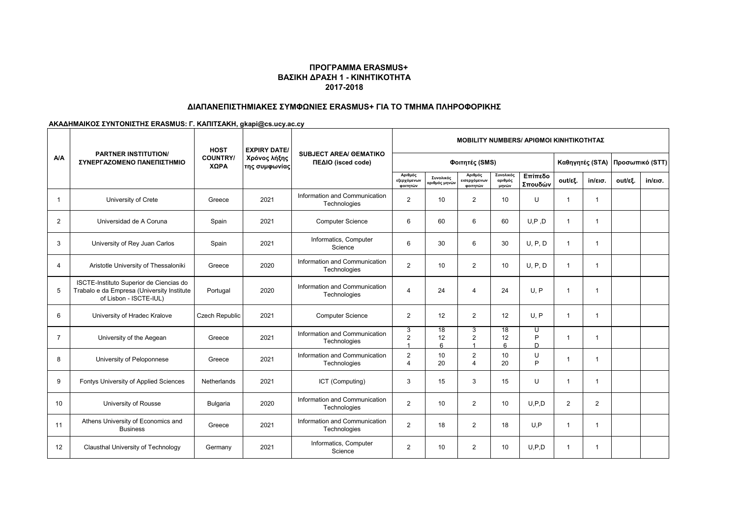**ΠΡΟΓΡΑΜΜΑ ERASMUS+**
**ΒΑΣΙΚΗ ΔΡΑΣΗ 1 - ΚΙΝΗΤΙΚΟΤΗΤΑ**
**2017-2018**

## ΔΙΑΠΑΝΕΠΙΣΤΗΜΙΑΚΕΣ ΣΥΜΦΩΝΙΕΣ ERASMUS+ ΓΙΑ ΤΟ ΤΜΗΜΑ ΠΛΗΡΟΦΟΡΙΚΗΣ

**ΑΚΑΔΗΜΑΙΚΟΣ ΣΥΝΤΟΝΙΣΤΗΣ ERASMUS: Γ. ΚΑΠΙΤΣΑΚΗ, gkapi@cs.ucy.ac.cy**

| A/A | PARTNER INSTITUTION/ ΣΥΝΕΡΓΑΖΟΜΕΝΟ ΠΑΝΕΠΙΣΤΗΜΙΟ | HOST COUNTRY/ ΧΩΡΑ | EXPIRY DATE/ Χρόνος λήξης της συμφωνίας | SUBJECT AREA/ ΘΕΜΑΤΙΚΟ ΠΕΔΙΟ (isced code) | MOBILITY NUMBERS/ ΑΡΙΘΜΟΙ ΚΙΝΗΤΙΚΟΤΗΤΑΣ | | | | | | | | |
|---|---|---|---|---|---|---|---|---|---|---|---|---|---|
| | | | | | Φοιτητές (SMS) | | | | | Καθηγητές (STA) | | Προσωπικό (STT) | |
| | | | | | Αριθμός εξερχόμενων φοιτητών | Συνολικός αριθμός μηνών | Αριθμός εισερχόμενων φοιτητών | Συνολικός αριθμός μηνών | Επίπεδο Σπουδών | out/εξ. | in/εισ. | out/εξ. | in/εισ. |
| 1 | University of Crete | Greece | 2021 | Information and Communication Technologies | 2 | 10 | 2 | 10 | U | 1 | 1 | | |
| 2 | Universidad de A Coruna | Spain | 2021 | Computer Science | 6 | 60 | 6 | 60 | U,P ,D | 1 | 1 | | |
| 3 | University of Rey Juan Carlos | Spain | 2021 | Informatics, Computer Science | 6 | 30 | 6 | 30 | U, P, D | 1 | 1 | | |
| 4 | Aristotle University of Thessaloniki | Greece | 2020 | Information and Communication Technologies | 2 | 10 | 2 | 10 | U, P, D | 1 | 1 | | |
| 5 | ISCTE-Instituto Superior de Ciencias do Trabalo e da Empresa (University Institute of Lisbon - ISCTE-IUL) | Portugal | 2020 | Information and Communication Technologies | 4 | 24 | 4 | 24 | U, P | 1 | 1 | | |
| 6 | University of Hradec Kralove | Czech Republic | 2021 | Computer Science | 2 | 12 | 2 | 12 | U, P | 1 | 1 | | |
| 7 | University of the Aegean | Greece | 2021 | Information and Communication Technologies | 3<br>2<br>1 | 18<br>12<br>6 | 3<br>2<br>1 | 18<br>12<br>6 | U<br>P<br>D | 1 | 1 | | |
| 8 | University of Peloponnese | Greece | 2021 | Information and Communication Technologies | 2<br>4 | 10<br>20 | 2<br>4 | 10<br>20 | U<br>P | 1 | 1 | | |
| 9 | Fontys University of Applied Sciences | Netherlands | 2021 | ICT (Computing) | 3 | 15 | 3 | 15 | U | 1 | 1 | | |
| 10 | University of Rousse | Bulgaria | 2020 | Information and Communication Technologies | 2 | 10 | 2 | 10 | U,P,D | 2 | 2 | | |
| 11 | Athens University of Economics and Business | Greece | 2021 | Information and Communication Technologies | 2 | 18 | 2 | 18 | U,P | 1 | 1 | | |
| 12 | Clausthal University of Technology | Germany | 2021 | Informatics, Computer Science | 2 | 10 | 2 | 10 | U,P,D | 1 | 1 | | |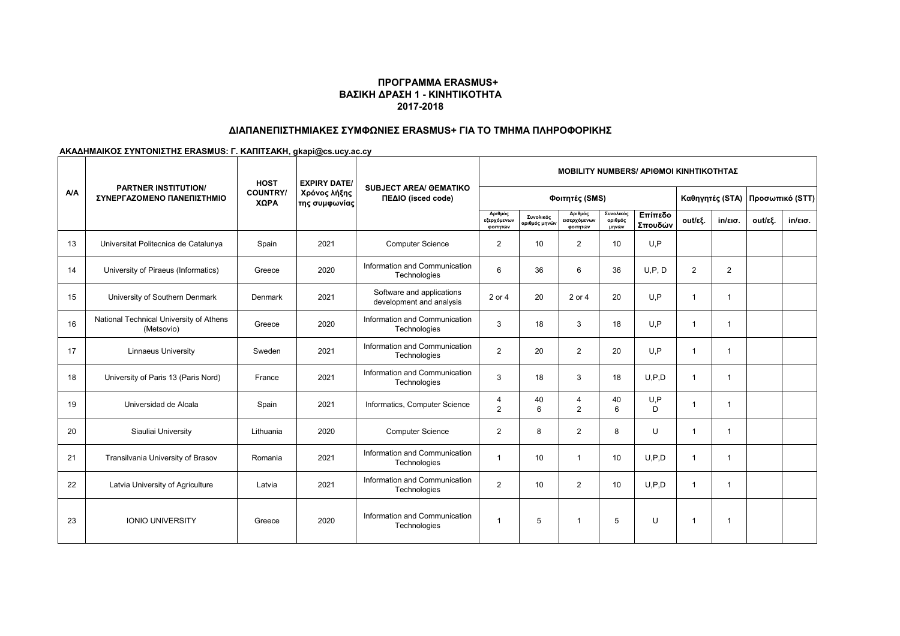**ΠΡΟΓΡΑΜΜΑ ERASMUS+**
**ΒΑΣΙΚΗ ΔΡΑΣΗ 1 - ΚΙΝΗΤΙΚΟΤΗΤΑ**
**2017-2018**

**ΔΙΑΠΑΝΕΠΙΣΤΗΜΙΑΚΕΣ ΣΥΜΦΩΝΙΕΣ ERASMUS+ ΓΙΑ ΤΟ ΤΜΗΜΑ ΠΛΗΡΟΦΟΡΙΚΗΣ**

**ΑΚΑΔΗΜΑΙΚΟΣ ΣΥΝΤΟΝΙΣΤΗΣ ERASMUS: Γ. ΚΑΠΙΤΣΑΚΗ, gkapi@cs.ucy.ac.cy**

| A/A | PARTNER INSTITUTION/ ΣΥΝΕΡΓΑΖΟΜΕΝΟ ΠΑΝΕΠΙΣΤΗΜΙΟ | HOST COUNTRY/ ΧΩΡΑ | EXPIRY DATE/ Χρόνος λήξης της συμφωνίας | SUBJECT AREA/ ΘΕΜΑΤΙΚΟ ΠΕΔΙΟ (isced code) | MOBILITY NUMBERS/ ΑΡΙΘΜΟΙ ΚΙΝΗΤΙΚΟΤΗΤΑΣ | | | | | | | | |
|---|---|---|---|---|---|---|---|---|---|---|---|---|---|
| | | | | | Φοιτητές (SMS) | | | | | Καθηγητές (STA) | | Προσωπικό (STT) | |
| | | | | | Αριθμός εξερχόμενων φοιτητών | Συνολικός αριθμός μηνών | Αριθμός εισερχόμενων φοιτητών | Συνολικός αριθμός μηνών | Επίπεδο Σπουδών | out/εξ. | in/εισ. | out/εξ. | in/εισ. |
| 13 | Universitat Politecnica de Catalunya | Spain | 2021 | Computer Science | 2 | 10 | 2 | 10 | U,P | | | | |
| 14 | University of Piraeus (Informatics) | Greece | 2020 | Information and Communication Technologies | 6 | 36 | 6 | 36 | U,P, D | 2 | 2 | | |
| 15 | University of Southern Denmark | Denmark | 2021 | Software and applications development and analysis | 2 or 4 | 20 | 2 or 4 | 20 | U,P | 1 | 1 | | |
| 16 | National Technical University of Athens (Metsovio) | Greece | 2020 | Information and Communication Technologies | 3 | 18 | 3 | 18 | U,P | 1 | 1 | | |
| 17 | Linnaeus University | Sweden | 2021 | Information and Communication Technologies | 2 | 20 | 2 | 20 | U,P | 1 | 1 | | |
| 18 | University of Paris 13 (Paris Nord) | France | 2021 | Information and Communication Technologies | 3 | 18 | 3 | 18 | U,P,D | 1 | 1 | | |
| 19 | Universidad de Alcala | Spain | 2021 | Informatics, Computer Science | 4<br>2 | 40<br>6 | 4<br>2 | 40<br>6 | U,P<br>D | 1 | 1 | | |
| 20 | Siauliai University | Lithuania | 2020 | Computer Science | 2 | 8 | 2 | 8 | U | 1 | 1 | | |
| 21 | Transilvania University of Brasov | Romania | 2021 | Information and Communication Technologies | 1 | 10 | 1 | 10 | U,P,D | 1 | 1 | | |
| 22 | Latvia University of Agriculture | Latvia | 2021 | Information and Communication Technologies | 2 | 10 | 2 | 10 | U,P,D | 1 | 1 | | |
| 23 | IONIO UNIVERSITY | Greece | 2020 | Information and Communication Technologies | 1 | 5 | 1 | 5 | U | 1 | 1 | | |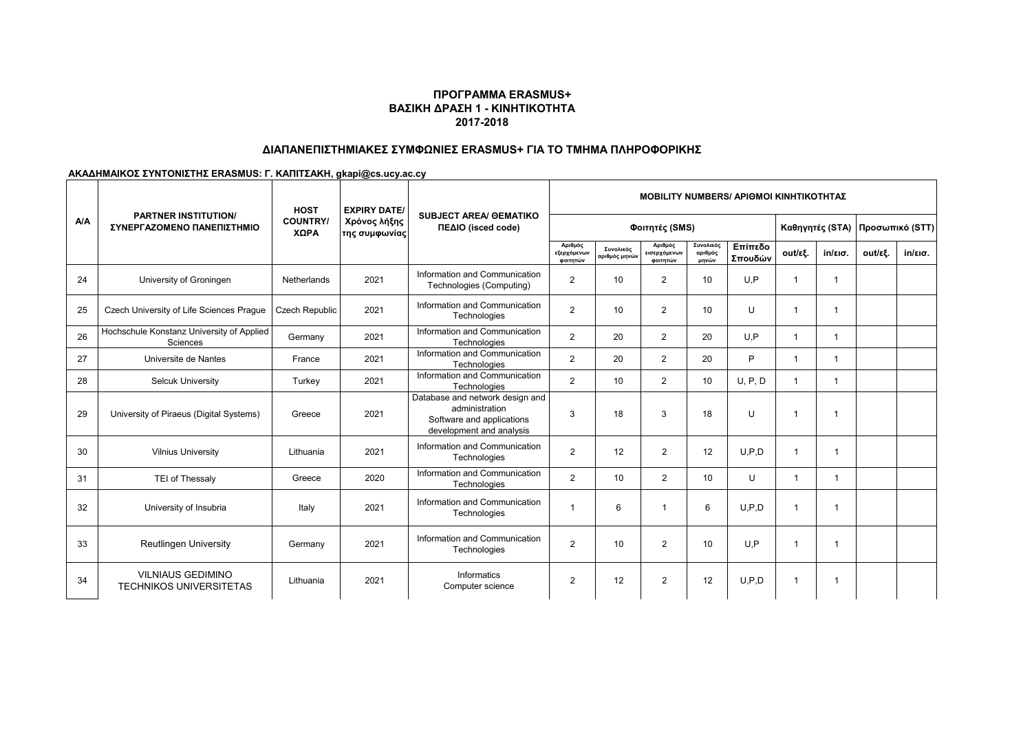## ΠΡΟΓΡΑΜΜΑ ERASMUS+
## ΒΑΣΙΚΗ ΔΡΑΣΗ 1 - ΚΙΝΗΤΙΚΟΤΗΤΑ
## 2017-2018

### ΔΙΑΠΑΝΕΠΙΣΤΗΜΙΑΚΕΣ ΣΥΜΦΩΝΙΕΣ ERASMUS+ ΓΙΑ ΤΟ ΤΜΗΜΑ ΠΛΗΡΟΦΟΡΙΚΗΣ

**ΑΚΑΔΗΜΑΙΚΟΣ ΣΥΝΤΟΝΙΣΤΗΣ ERASMUS: Γ. ΚΑΠΙΤΣΑΚΗ, gkapi@cs.ucy.ac.cy**

| A/A | PARTNER INSTITUTION/ ΣΥΝΕΡΓΑΖΟΜΕΝΟ ΠΑΝΕΠΙΣΤΗΜΙΟ | HOST COUNTRY/ ΧΩΡΑ | EXPIRY DATE/ Χρόνος λήξης της συμφωνίας | SUBJECT AREA/ ΘΕΜΑΤΙΚΟ ΠΕΔΙΟ (isced code) | MOBILITY NUMBERS/ ΑΡΙΘΜΟΙ ΚΙΝΗΤΙΚΟΤΗΤΑΣ | | | | | | | | |
|---|---|---|---|---|---|---|---|---|---|---|---|---|---|
| | | | | | Φοιτητές (SMS) | | | | | Καθηγητές (STA) | | Προσωπικό (STT) | |
| | | | | | Αριθμός εξερχόμενων φοιτητών | Συνολικός αριθμός μηνών | Αριθμός εισερχόμενων φοιτητών | Συνολικός αριθμός μηνών | Επίπεδο Σπουδών | out/εξ. | in/εισ. | out/εξ. | in/εισ. |
| 24 | University of Groningen | Netherlands | 2021 | Information and Communication Technologies (Computing) | 2 | 10 | 2 | 10 | U,P | 1 | 1 | | |
| 25 | Czech University of Life Sciences Prague | Czech Republic | 2021 | Information and Communication Technologies | 2 | 10 | 2 | 10 | U | 1 | 1 | | |
| 26 | Hochschule Konstanz University of Applied Sciences | Germany | 2021 | Information and Communication Technologies | 2 | 20 | 2 | 20 | U,P | 1 | 1 | | |
| 27 | Universite de Nantes | France | 2021 | Information and Communication Technologies | 2 | 20 | 2 | 20 | P | 1 | 1 | | |
| 28 | Selcuk University | Turkey | 2021 | Information and Communication Technologies | 2 | 10 | 2 | 10 | U, P, D | 1 | 1 | | |
| 29 | University of Piraeus (Digital Systems) | Greece | 2021 | Database and network design and administration Software and applications development and analysis | 3 | 18 | 3 | 18 | U | 1 | 1 | | |
| 30 | Vilnius University | Lithuania | 2021 | Information and Communication Technologies | 2 | 12 | 2 | 12 | U,P,D | 1 | 1 | | |
| 31 | TEI of Thessaly | Greece | 2020 | Information and Communication Technologies | 2 | 10 | 2 | 10 | U | 1 | 1 | | |
| 32 | University of Insubria | Italy | 2021 | Information and Communication Technologies | 1 | 6 | 1 | 6 | U,P,D | 1 | 1 | | |
| 33 | Reutlingen University | Germany | 2021 | Information and Communication Technologies | 2 | 10 | 2 | 10 | U,P | 1 | 1 | | |
| 34 | VILNIAUS GEDIMINO TECHNIKOS UNIVERSITETAS | Lithuania | 2021 | Informatics Computer science | 2 | 12 | 2 | 12 | U,P,D | 1 | 1 | | |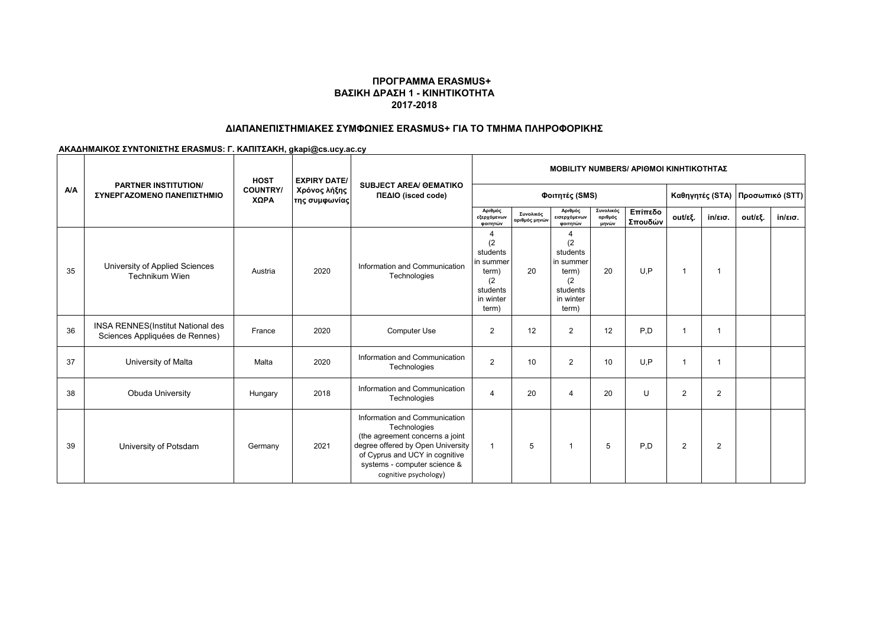**ΠΡΟΓΡΑΜΜΑ ERASMUS+**
**ΒΑΣΙΚΗ ΔΡΑΣΗ 1 - ΚΙΝΗΤΙΚΟΤΗΤΑ**
**2017-2018**

**ΔΙΑΠΑΝΕΠΙΣΤΗΜΙΑΚΕΣ ΣΥΜΦΩΝΙΕΣ ERASMUS+ ΓΙΑ ΤΟ ΤΜΗΜΑ ΠΛΗΡΟΦΟΡΙΚΗΣ**

**ΑΚΑΔΗΜΑΙΚΟΣ ΣΥΝΤΟΝΙΣΤΗΣ ERASMUS: Γ. ΚΑΠΙΤΣΑΚΗ, gkapi@cs.ucy.ac.cy**

| A/A | PARTNER INSTITUTION/ ΣΥΝΕΡΓΑΖΟΜΕΝΟ ΠΑΝΕΠΙΣΤΗΜΙΟ | HOST COUNTRY/ ΧΩΡΑ | EXPIRY DATE/ Χρόνος λήξης της συμφωνίας | SUBJECT AREA/ ΘΕΜΑΤΙΚΟ ΠΕΔΙΟ (isced code) | MOBILITY NUMBERS/ ΑΡΙΘΜΟΙ ΚΙΝΗΤΙΚΟΤΗΤΑΣ | | | | | | | | |
|---|---|---|---|---|---|---|---|---|---|---|---|---|---|
| | | | | | Φοιτητές (SMS) | | | | | Καθηγητές (STA) | | Προσωπικό (STT) | |
| | | | | | Αριθμός εξερχόμενων φοιτητών | Συνολικός αριθμός μηνών | Αριθμός εισερχόμενων φοιτητών | Συνολικός αριθμός μηνών | Επίπεδο Σπουδών | out/εξ. | in/εισ. | out/εξ. | in/εισ. |
| 35 | University of Applied Sciences Technikum Wien | Austria | 2020 | Information and Communication Technologies | 4 (2 students in summer term) (2 students in winter term) | 20 | 4 (2 students in summer term) (2 students in winter term) | 20 | U,P | 1 | 1 | | |
| 36 | INSA RENNES(Institut National des Sciences Appliquées de Rennes) | France | 2020 | Computer Use | 2 | 12 | 2 | 12 | P,D | 1 | 1 | | |
| 37 | University of Malta | Malta | 2020 | Information and Communication Technologies | 2 | 10 | 2 | 10 | U,P | 1 | 1 | | |
| 38 | Obuda University | Hungary | 2018 | Information and Communication Technologies | 4 | 20 | 4 | 20 | U | 2 | 2 | | |
| 39 | University of Potsdam | Germany | 2021 | Information and Communication Technologies (the agreement concerns a joint degree offered by Open University of Cyprus and UCY in cognitive systems - computer science & cognitive psychology) | 1 | 5 | 1 | 5 | P,D | 2 | 2 | | |